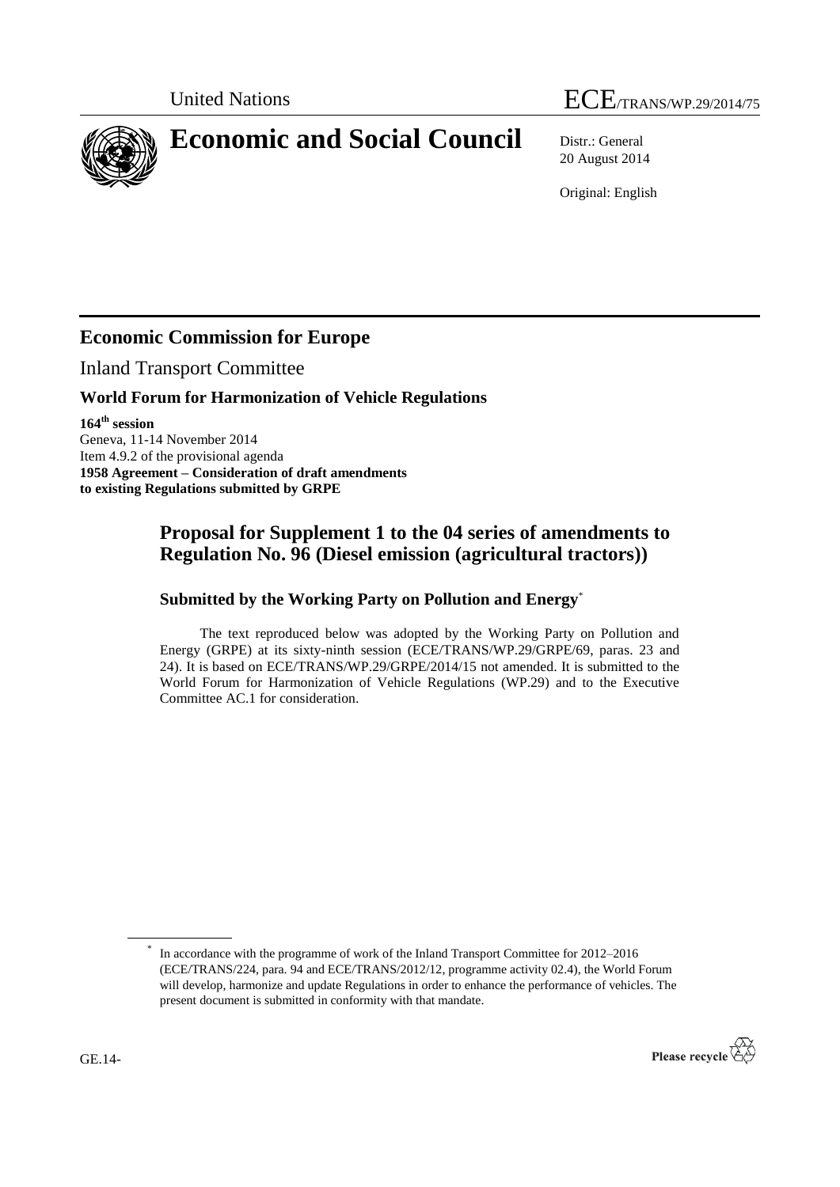United Nations

ECE/TRANS/WP.29/2014/75

# Economic and Social Council

Distr.: General
20 August 2014

Original: English

## Economic Commission for Europe

Inland Transport Committee

### World Forum for Harmonization of Vehicle Regulations

**164th session**
Geneva, 11-14 November 2014
Item 4.9.2 of the provisional agenda
**1958 Agreement – Consideration of draft amendments to existing Regulations submitted by GRPE**

## Proposal for Supplement 1 to the 04 series of amendments to Regulation No. 96 (Diesel emission (agricultural tractors))

### Submitted by the Working Party on Pollution and Energy*

The text reproduced below was adopted by the Working Party on Pollution and Energy (GRPE) at its sixty-ninth session (ECE/TRANS/WP.29/GRPE/69, paras. 23 and 24). It is based on ECE/TRANS/WP.29/GRPE/2014/15 not amended. It is submitted to the World Forum for Harmonization of Vehicle Regulations (WP.29) and to the Executive Committee AC.1 for consideration.

---

* In accordance with the programme of work of the Inland Transport Committee for 2012–2016 (ECE/TRANS/224, para. 94 and ECE/TRANS/2012/12, programme activity 02.4), the World Forum will develop, harmonize and update Regulations in order to enhance the performance of vehicles. The present document is submitted in conformity with that mandate.

GE.14-

Please recycle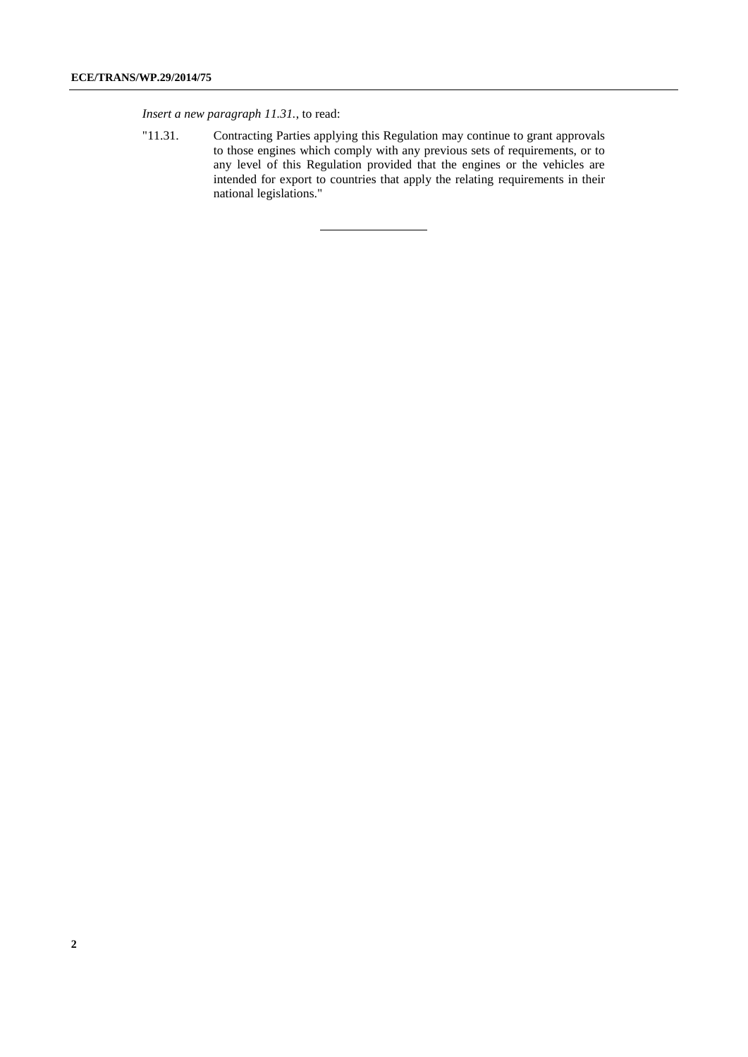*Insert a new paragraph 11.31.*, to read:

"11.31. Contracting Parties applying this Regulation may continue to grant approvals to those engines which comply with any previous sets of requirements, or to any level of this Regulation provided that the engines or the vehicles are intended for export to countries that apply the relating requirements in their national legislations."